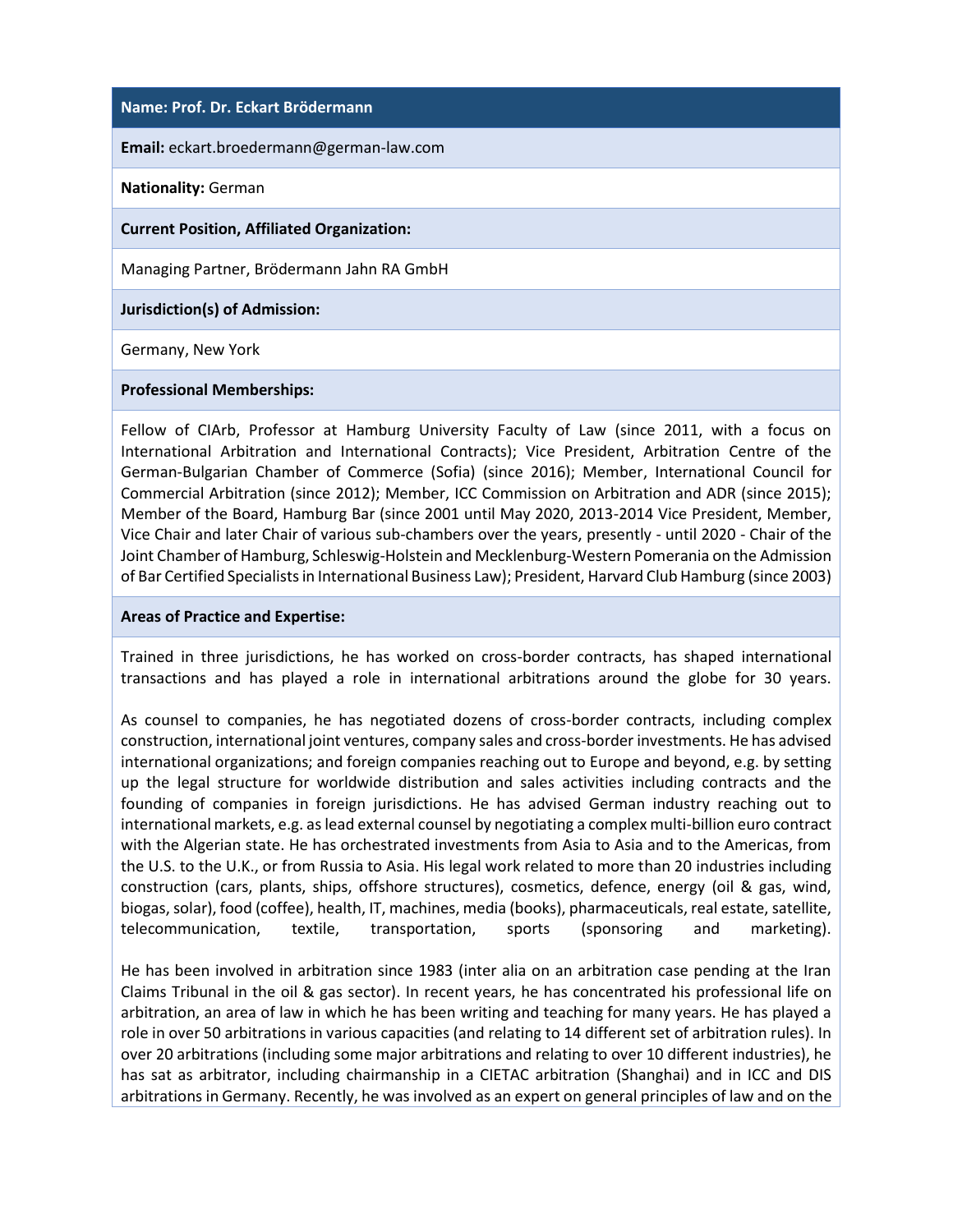**Name: Prof. Dr. Eckart Brödermann**

**Email:** eckart.broedermann@german-law.com

**Nationality:** German

**Current Position, Affiliated Organization:**

Managing Partner, Brödermann Jahn RA GmbH

**Jurisdiction(s) of Admission:**

Germany, New York

**Professional Memberships:**

Fellow of CIArb, Professor at Hamburg University Faculty of Law (since 2011, with a focus on International Arbitration and International Contracts); Vice President, Arbitration Centre of the German-Bulgarian Chamber of Commerce (Sofia) (since 2016); Member, International Council for Commercial Arbitration (since 2012); Member, ICC Commission on Arbitration and ADR (since 2015); Member of the Board, Hamburg Bar (since 2001 until May 2020, 2013-2014 Vice President, Member, Vice Chair and later Chair of various sub-chambers over the years, presently - until 2020 - Chair of the Joint Chamber of Hamburg, Schleswig-Holstein and Mecklenburg-Western Pomerania on the Admission of Bar Certified Specialists in International Business Law); President, Harvard Club Hamburg (since 2003)

**Areas of Practice and Expertise:**

Trained in three jurisdictions, he has worked on cross-border contracts, has shaped international transactions and has played a role in international arbitrations around the globe for 30 years.

As counsel to companies, he has negotiated dozens of cross-border contracts, including complex construction, international joint ventures, company sales and cross-border investments. He has advised international organizations; and foreign companies reaching out to Europe and beyond, e.g. by setting up the legal structure for worldwide distribution and sales activities including contracts and the founding of companies in foreign jurisdictions. He has advised German industry reaching out to international markets, e.g. as lead external counsel by negotiating a complex multi-billion euro contract with the Algerian state. He has orchestrated investments from Asia to Asia and to the Americas, from the U.S. to the U.K., or from Russia to Asia. His legal work related to more than 20 industries including construction (cars, plants, ships, offshore structures), cosmetics, defence, energy (oil & gas, wind, biogas, solar), food (coffee), health, IT, machines, media (books), pharmaceuticals, real estate, satellite, telecommunication, textile, transportation, sports (sponsoring and marketing).

He has been involved in arbitration since 1983 (inter alia on an arbitration case pending at the Iran Claims Tribunal in the oil & gas sector). In recent years, he has concentrated his professional life on arbitration, an area of law in which he has been writing and teaching for many years. He has played a role in over 50 arbitrations in various capacities (and relating to 14 different set of arbitration rules). In over 20 arbitrations (including some major arbitrations and relating to over 10 different industries), he has sat as arbitrator, including chairmanship in a CIETAC arbitration (Shanghai) and in ICC and DIS arbitrations in Germany. Recently, he was involved as an expert on general principles of law and on the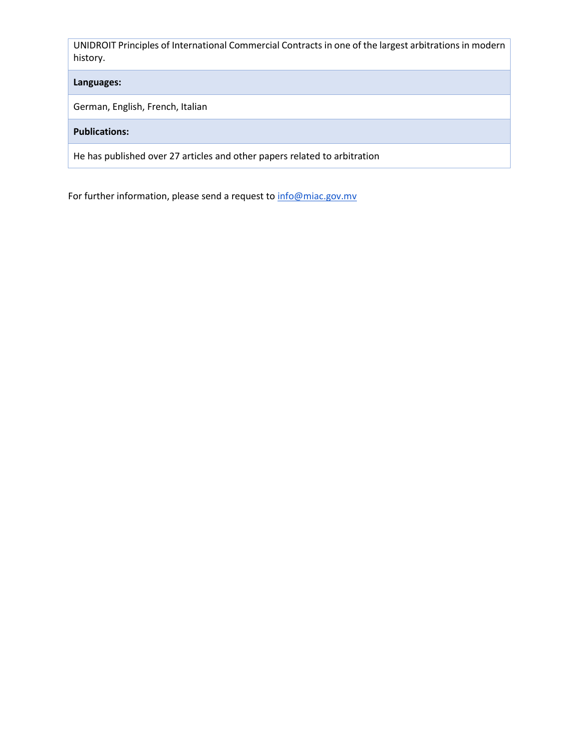| |
|---|
| UNIDROIT Principles of International Commercial Contracts in one of the largest arbitrations in modern history. |
| **Languages:** |
| German, English, French, Italian |
| **Publications:** |
| He has published over 27 articles and other papers related to arbitration |

For further information, please send a request to info@miac.gov.mv